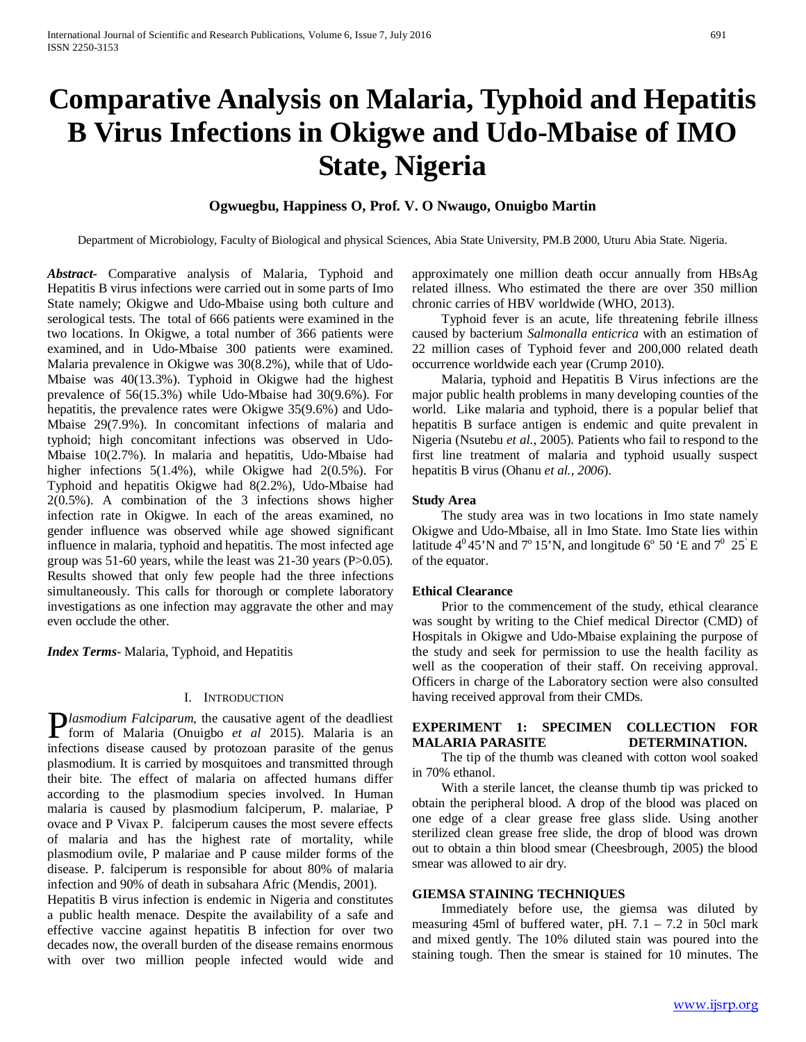# Comparative Analysis on Malaria, Typhoid and Hepatitis B Virus Infections in Okigwe and Udo-Mbaise of IMO State, Nigeria

**Ogwuegbu, Happiness O, Prof. V. O Nwaugo, Onuigbo Martin**

Department of Microbiology, Faculty of Biological and physical Sciences, Abia State University, PM.B 2000, Uturu Abia State. Nigeria.

***Abstract-*** Comparative analysis of Malaria, Typhoid and Hepatitis B virus infections were carried out in some parts of Imo State namely; Okigwe and Udo-Mbaise using both culture and serological tests. The total of 666 patients were examined in the two locations. In Okigwe, a total number of 366 patients were examined, and in Udo-Mbaise 300 patients were examined. Malaria prevalence in Okigwe was 30(8.2%), while that of Udo-Mbaise was 40(13.3%). Typhoid in Okigwe had the highest prevalence of 56(15.3%) while Udo-Mbaise had 30(9.6%). For hepatitis, the prevalence rates were Okigwe 35(9.6%) and Udo-Mbaise 29(7.9%). In concomitant infections of malaria and typhoid; high concomitant infections was observed in Udo-Mbaise 10(2.7%). In malaria and hepatitis, Udo-Mbaise had higher infections 5(1.4%), while Okigwe had 2(0.5%). For Typhoid and hepatitis Okigwe had 8(2.2%), Udo-Mbaise had 2(0.5%). A combination of the 3 infections shows higher infection rate in Okigwe. In each of the areas examined, no gender influence was observed while age showed significant influence in malaria, typhoid and hepatitis. The most infected age group was 51-60 years, while the least was 21-30 years (P>0.05). Results showed that only few people had the three infections simultaneously. This calls for thorough or complete laboratory investigations as one infection may aggravate the other and may even occlude the other.

***Index Terms-*** Malaria, Typhoid, and Hepatitis

## I. Introduction

*Plasmodium Falciparum,* the causative agent of the deadliest form of Malaria (Onuigbo *et al* 2015). Malaria is an infections disease caused by protozoan parasite of the genus plasmodium. It is carried by mosquitoes and transmitted through their bite. The effect of malaria on affected humans differ according to the plasmodium species involved. In Human malaria is caused by plasmodium falciperum, P. malariae, P ovace and P Vivax P. falciperum causes the most severe effects of malaria and has the highest rate of mortality, while plasmodium ovile, P malariae and P cause milder forms of the disease. P. falciperum is responsible for about 80% of malaria infection and 90% of death in subsahara Afric (Mendis, 2001).

Hepatitis B virus infection is endemic in Nigeria and constitutes a public health menace. Despite the availability of a safe and effective vaccine against hepatitis B infection for over two decades now, the overall burden of the disease remains enormous with over two million people infected would wide and approximately one million death occur annually from HBsAg related illness. Who estimated the there are over 350 million chronic carries of HBV worldwide (WHO, 2013).

Typhoid fever is an acute, life threatening febrile illness caused by bacterium *Salmonalla enticrica* with an estimation of 22 million cases of Typhoid fever and 200,000 related death occurrence worldwide each year (Crump 2010).

Malaria, typhoid and Hepatitis B Virus infections are the major public health problems in many developing counties of the world. Like malaria and typhoid, there is a popular belief that hepatitis B surface antigen is endemic and quite prevalent in Nigeria (Nsutebu *et al.*, 2005). Patients who fail to respond to the first line treatment of malaria and typhoid usually suspect hepatitis B virus (Ohanu *et al., 2006*).

### Study Area

The study area was in two locations in Imo state namely Okigwe and Udo-Mbaise, all in Imo State. Imo State lies within latitude $4^0$ 45'N and $7^o$ 15'N, and longitude $6^o$ 50 'E and $7^0$ 25' E of the equator.

### Ethical Clearance

Prior to the commencement of the study, ethical clearance was sought by writing to the Chief medical Director (CMD) of Hospitals in Okigwe and Udo-Mbaise explaining the purpose of the study and seek for permission to use the health facility as well as the cooperation of their staff. On receiving approval. Officers in charge of the Laboratory section were also consulted having received approval from their CMDs.

### EXPERIMENT 1: SPECIMEN COLLECTION FOR MALARIA PARASITE DETERMINATION.

The tip of the thumb was cleaned with cotton wool soaked in 70% ethanol.

With a sterile lancet, the cleanse thumb tip was pricked to obtain the peripheral blood. A drop of the blood was placed on one edge of a clear grease free glass slide. Using another sterilized clean grease free slide, the drop of blood was drown out to obtain a thin blood smear (Cheesbrough, 2005) the blood smear was allowed to air dry.

### GIEMSA STAINING TECHNIQUES

Immediately before use, the giemsa was diluted by measuring 45ml of buffered water, pH. 7.1 – 7.2 in 50cl mark and mixed gently. The 10% diluted stain was poured into the staining tough. Then the smear is stained for 10 minutes. The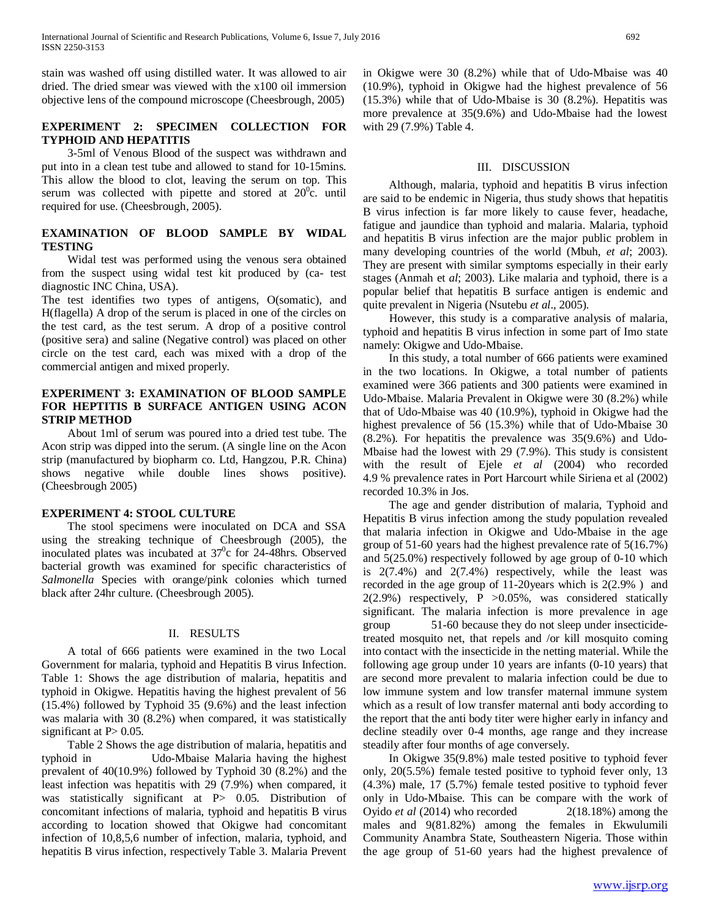stain was washed off using distilled water. It was allowed to air dried. The dried smear was viewed with the x100 oil immersion objective lens of the compound microscope (Cheesbrough, 2005)

### EXPERIMENT 2: SPECIMEN COLLECTION FOR TYPHOID AND HEPATITIS

3-5ml of Venous Blood of the suspect was withdrawn and put into in a clean test tube and allowed to stand for 10-15mins. This allow the blood to clot, leaving the serum on top. This serum was collected with pipette and stored at $20^0$c. until required for use. (Cheesbrough, 2005).

### EXAMINATION OF BLOOD SAMPLE BY WIDAL TESTING

Widal test was performed using the venous sera obtained from the suspect using widal test kit produced by (ca- test diagnostic INC China, USA).

The test identifies two types of antigens, O(somatic), and H(flagella) A drop of the serum is placed in one of the circles on the test card, as the test serum. A drop of a positive control (positive sera) and saline (Negative control) was placed on other circle on the test card, each was mixed with a drop of the commercial antigen and mixed properly.

### EXPERIMENT 3: EXAMINATION OF BLOOD SAMPLE FOR HEPTITIS B SURFACE ANTIGEN USING ACON STRIP METHOD

About 1ml of serum was poured into a dried test tube. The Acon strip was dipped into the serum. (A single line on the Acon strip (manufactured by biopharm co. Ltd, Hangzou, P.R. China) shows negative while double lines shows positive). (Cheesbrough 2005)

### EXPERIMENT 4: STOOL CULTURE

The stool specimens were inoculated on DCA and SSA using the streaking technique of Cheesbrough (2005), the inoculated plates was incubated at $37^0$c for 24-48hrs. Observed bacterial growth was examined for specific characteristics of *Salmonella* Species with orange/pink colonies which turned black after 24hr culture. (Cheesbrough 2005).

## II. RESULTS

A total of 666 patients were examined in the two Local Government for malaria, typhoid and Hepatitis B virus Infection. Table 1: Shows the age distribution of malaria, hepatitis and typhoid in Okigwe. Hepatitis having the highest prevalent of 56 (15.4%) followed by Typhoid 35 (9.6%) and the least infection was malaria with 30 (8.2%) when compared, it was statistically significant at P> 0.05.

Table 2 Shows the age distribution of malaria, hepatitis and typhoid in Udo-Mbaise Malaria having the highest prevalent of 40(10.9%) followed by Typhoid 30 (8.2%) and the least infection was hepatitis with 29 (7.9%) when compared, it was statistically significant at P> 0.05. Distribution of concomitant infections of malaria, typhoid and hepatitis B virus according to location showed that Okigwe had concomitant infection of 10,8,5,6 number of infection, malaria, typhoid, and hepatitis B virus infection, respectively Table 3. Malaria Prevent in Okigwe were 30 (8.2%) while that of Udo-Mbaise was 40 (10.9%), typhoid in Okigwe had the highest prevalence of 56 (15.3%) while that of Udo-Mbaise is 30 (8.2%). Hepatitis was more prevalence at 35(9.6%) and Udo-Mbaise had the lowest with 29 (7.9%) Table 4.

## III. DISCUSSION

Although, malaria, typhoid and hepatitis B virus infection are said to be endemic in Nigeria, thus study shows that hepatitis B virus infection is far more likely to cause fever, headache, fatigue and jaundice than typhoid and malaria. Malaria, typhoid and hepatitis B virus infection are the major public problem in many developing countries of the world (Mbuh, *et al*; 2003). They are present with similar symptoms especially in their early stages (Anmah et *al*; 2003). Like malaria and typhoid, there is a popular belief that hepatitis B surface antigen is endemic and quite prevalent in Nigeria (Nsutebu *et al*., 2005).

However, this study is a comparative analysis of malaria, typhoid and hepatitis B virus infection in some part of Imo state namely: Okigwe and Udo-Mbaise.

In this study, a total number of 666 patients were examined in the two locations. In Okigwe, a total number of patients examined were 366 patients and 300 patients were examined in Udo-Mbaise. Malaria Prevalent in Okigwe were 30 (8.2%) while that of Udo-Mbaise was 40 (10.9%), typhoid in Okigwe had the highest prevalence of 56 (15.3%) while that of Udo-Mbaise 30 (8.2%). For hepatitis the prevalence was 35(9.6%) and Udo-Mbaise had the lowest with 29 (7.9%). This study is consistent with the result of Ejele *et al* (2004) who recorded 4.9 % prevalence rates in Port Harcourt while Siriena et al (2002) recorded 10.3% in Jos.

The age and gender distribution of malaria, Typhoid and Hepatitis B virus infection among the study population revealed that malaria infection in Okigwe and Udo-Mbaise in the age group of 51-60 years had the highest prevalence rate of 5(16.7%) and 5(25.0%) respectively followed by age group of 0-10 which is 2(7.4%) and 2(7.4%) respectively, while the least was recorded in the age group of 11-20years which is 2(2.9% ) and 2(2.9%) respectively, P >0.05%, was considered statically significant. The malaria infection is more prevalence in age group 51-60 because they do not sleep under insecticide-treated mosquito net, that repels and /or kill mosquito coming into contact with the insecticide in the netting material. While the following age group under 10 years are infants (0-10 years) that are second more prevalent to malaria infection could be due to low immune system and low transfer maternal immune system which as a result of low transfer maternal anti body according to the report that the anti body titer were higher early in infancy and decline steadily over 0-4 months, age range and they increase steadily after four months of age conversely.

In Okigwe 35(9.8%) male tested positive to typhoid fever only, 20(5.5%) female tested positive to typhoid fever only, 13 (4.3%) male, 17 (5.7%) female tested positive to typhoid fever only in Udo-Mbaise. This can be compare with the work of Oyido *et al* (2014) who recorded 2(18.18%) among the males and 9(81.82%) among the females in Ekwulumili Community Anambra State, Southeastern Nigeria. Those within the age group of 51-60 years had the highest prevalence of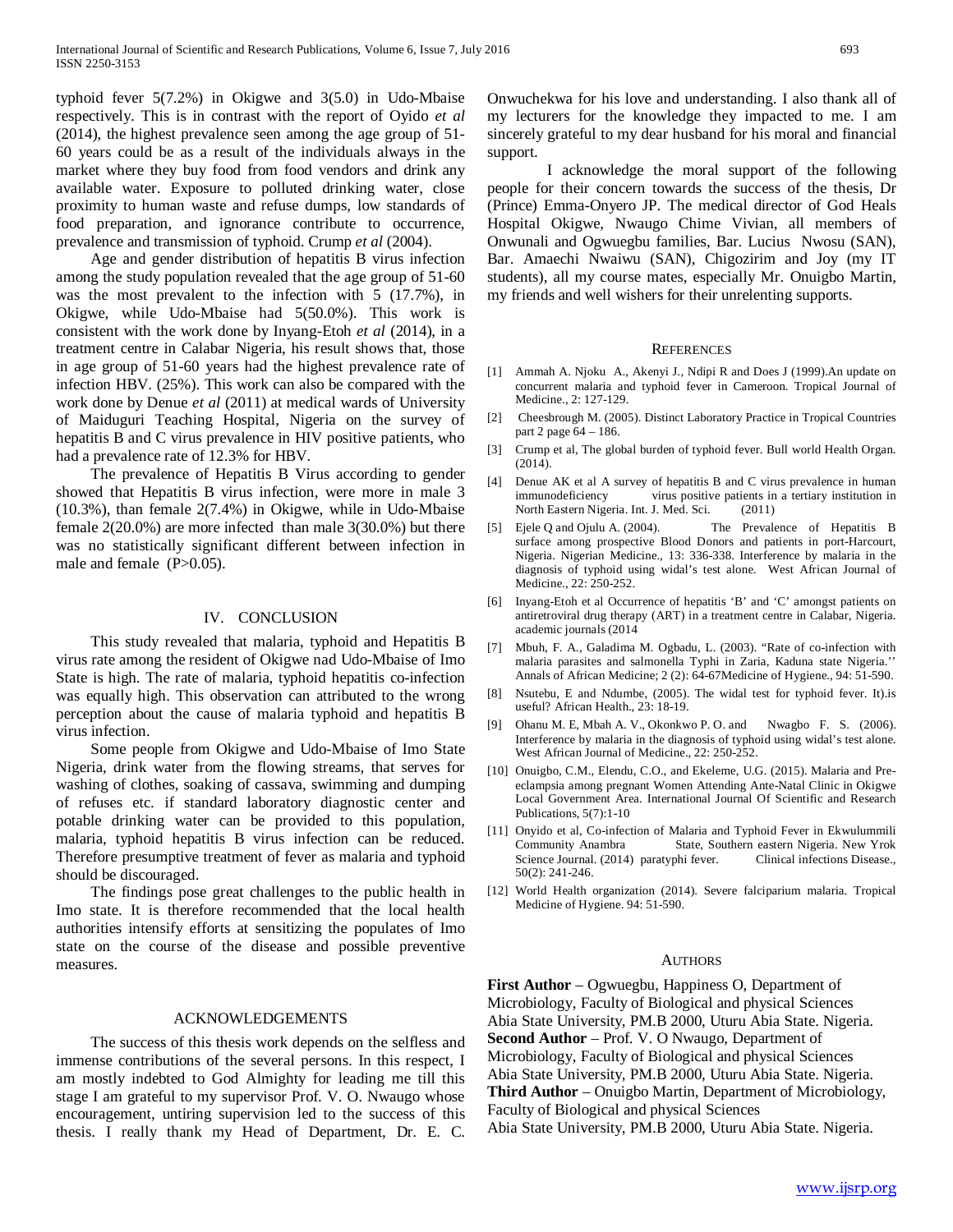typhoid fever 5(7.2%) in Okigwe and 3(5.0) in Udo-Mbaise respectively. This is in contrast with the report of Oyido *et al* (2014), the highest prevalence seen among the age group of 51-60 years could be as a result of the individuals always in the market where they buy food from food vendors and drink any available water. Exposure to polluted drinking water, close proximity to human waste and refuse dumps, low standards of food preparation, and ignorance contribute to occurrence, prevalence and transmission of typhoid. Crump *et al* (2004).

Age and gender distribution of hepatitis B virus infection among the study population revealed that the age group of 51-60 was the most prevalent to the infection with 5 (17.7%), in Okigwe, while Udo-Mbaise had 5(50.0%). This work is consistent with the work done by Inyang-Etoh *et al* (2014), in a treatment centre in Calabar Nigeria, his result shows that, those in age group of 51-60 years had the highest prevalence rate of infection HBV. (25%). This work can also be compared with the work done by Denue *et al* (2011) at medical wards of University of Maiduguri Teaching Hospital, Nigeria on the survey of hepatitis B and C virus prevalence in HIV positive patients, who had a prevalence rate of 12.3% for HBV.

The prevalence of Hepatitis B Virus according to gender showed that Hepatitis B virus infection, were more in male 3 (10.3%), than female 2(7.4%) in Okigwe, while in Udo-Mbaise female 2(20.0%) are more infected than male 3(30.0%) but there was no statistically significant different between infection in male and female (P>0.05).

## IV. Conclusion

This study revealed that malaria, typhoid and Hepatitis B virus rate among the resident of Okigwe nad Udo-Mbaise of Imo State is high. The rate of malaria, typhoid hepatitis co-infection was equally high. This observation can attributed to the wrong perception about the cause of malaria typhoid and hepatitis B virus infection.

Some people from Okigwe and Udo-Mbaise of Imo State Nigeria, drink water from the flowing streams, that serves for washing of clothes, soaking of cassava, swimming and dumping of refuses etc. if standard laboratory diagnostic center and potable drinking water can be provided to this population, malaria, typhoid hepatitis B virus infection can be reduced. Therefore presumptive treatment of fever as malaria and typhoid should be discouraged.

The findings pose great challenges to the public health in Imo state. It is therefore recommended that the local health authorities intensify efforts at sensitizing the populates of Imo state on the course of the disease and possible preventive measures.

## Acknowledgements

The success of this thesis work depends on the selfless and immense contributions of the several persons. In this respect, I am mostly indebted to God Almighty for leading me till this stage I am grateful to my supervisor Prof. V. O. Nwaugo whose encouragement, untiring supervision led to the success of this thesis. I really thank my Head of Department, Dr. E. C. Onwuchekwa for his love and understanding. I also thank all of my lecturers for the knowledge they impacted to me. I am sincerely grateful to my dear husband for his moral and financial support.

I acknowledge the moral support of the following people for their concern towards the success of the thesis, Dr (Prince) Emma-Onyero JP. The medical director of God Heals Hospital Okigwe, Nwaugo Chime Vivian, all members of Onwunali and Ogwuegbu families, Bar. Lucius Nwosu (SAN), Bar. Amaechi Nwaiwu (SAN), Chigozirim and Joy (my IT students), all my course mates, especially Mr. Onuigbo Martin, my friends and well wishers for their unrelenting supports.

## References

[1] Ammah A. Njoku A., Akenyi J., Ndipi R and Does J (1999).An update on concurrent malaria and typhoid fever in Cameroon. Tropical Journal of Medicine., 2: 127-129.

[2] Cheesbrough M. (2005). Distinct Laboratory Practice in Tropical Countries part 2 page 64 – 186.

[3] Crump et al, The global burden of typhoid fever. Bull world Health Organ. (2014).

[4] Denue AK et al A survey of hepatitis B and C virus prevalence in human immunodeficiency virus positive patients in a tertiary institution in North Eastern Nigeria. Int. J. Med. Sci. (2011)

[5] Ejele Q and Ojulu A. (2004). The Prevalence of Hepatitis B surface among prospective Blood Donors and patients in port-Harcourt, Nigeria. Nigerian Medicine., 13: 336-338. Interference by malaria in the diagnosis of typhoid using widal's test alone. West African Journal of Medicine., 22: 250-252.

[6] Inyang-Etoh et al Occurrence of hepatitis 'B' and 'C' amongst patients on antiretroviral drug therapy (ART) in a treatment centre in Calabar, Nigeria. academic journals (2014

[7] Mbuh, F. A., Galadima M. Ogbadu, L. (2003). "Rate of co-infection with malaria parasites and salmonella Typhi in Zaria, Kaduna state Nigeria.'' Annals of African Medicine; 2 (2): 64-67Medicine of Hygiene., 94: 51-590.

[8] Nsutebu, E and Ndumbe, (2005). The widal test for typhoid fever. It).is useful? African Health., 23: 18-19.

[9] Ohanu M. E, Mbah A. V., Okonkwo P. O. and Nwagbo F. S. (2006). Interference by malaria in the diagnosis of typhoid using widal's test alone. West African Journal of Medicine., 22: 250-252.

[10] Onuigbo, C.M., Elendu, C.O., and Ekeleme, U.G. (2015). Malaria and Pre-eclampsia among pregnant Women Attending Ante-Natal Clinic in Okigwe Local Government Area. International Journal Of Scientific and Research Publications, 5(7):1-10

[11] Onyido et al, Co-infection of Malaria and Typhoid Fever in Ekwulummili Community Anambra State, Southern eastern Nigeria. New Yrok Science Journal. (2014) paratyphi fever. Clinical infections Disease., 50(2): 241-246.

[12] World Health organization (2014). Severe falciparium malaria. Tropical Medicine of Hygiene. 94: 51-590.

## Authors

**First Author** – Ogwuegbu, Happiness O, Department of Microbiology, Faculty of Biological and physical Sciences Abia State University, PM.B 2000, Uturu Abia State. Nigeria.

**Second Author** – Prof. V. O Nwaugo, Department of Microbiology, Faculty of Biological and physical Sciences Abia State University, PM.B 2000, Uturu Abia State. Nigeria.

**Third Author** – Onuigbo Martin, Department of Microbiology, Faculty of Biological and physical Sciences Abia State University, PM.B 2000, Uturu Abia State. Nigeria.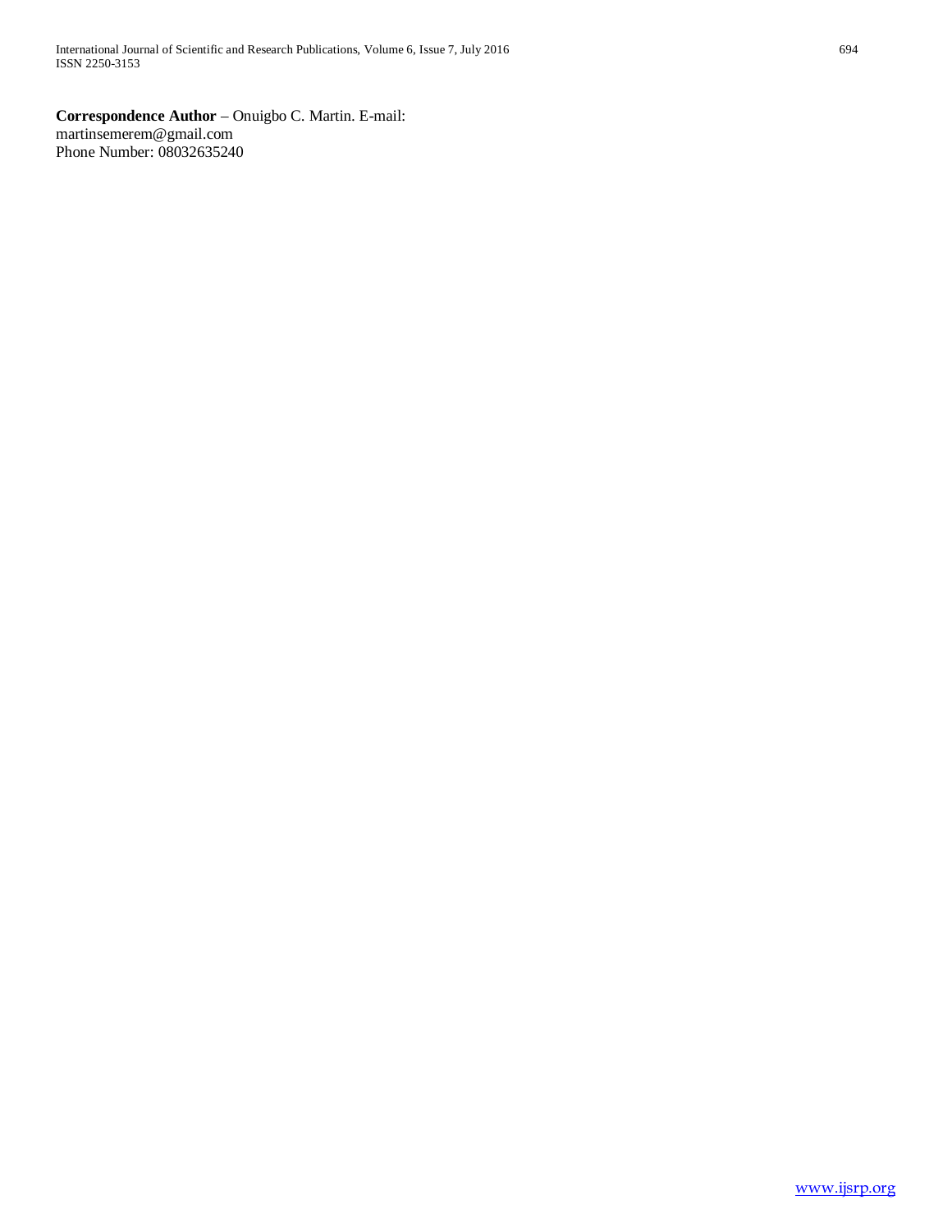**Correspondence Author** – Onuigbo C. Martin. E-mail: martinsemerem@gmail.com
Phone Number: 08032635240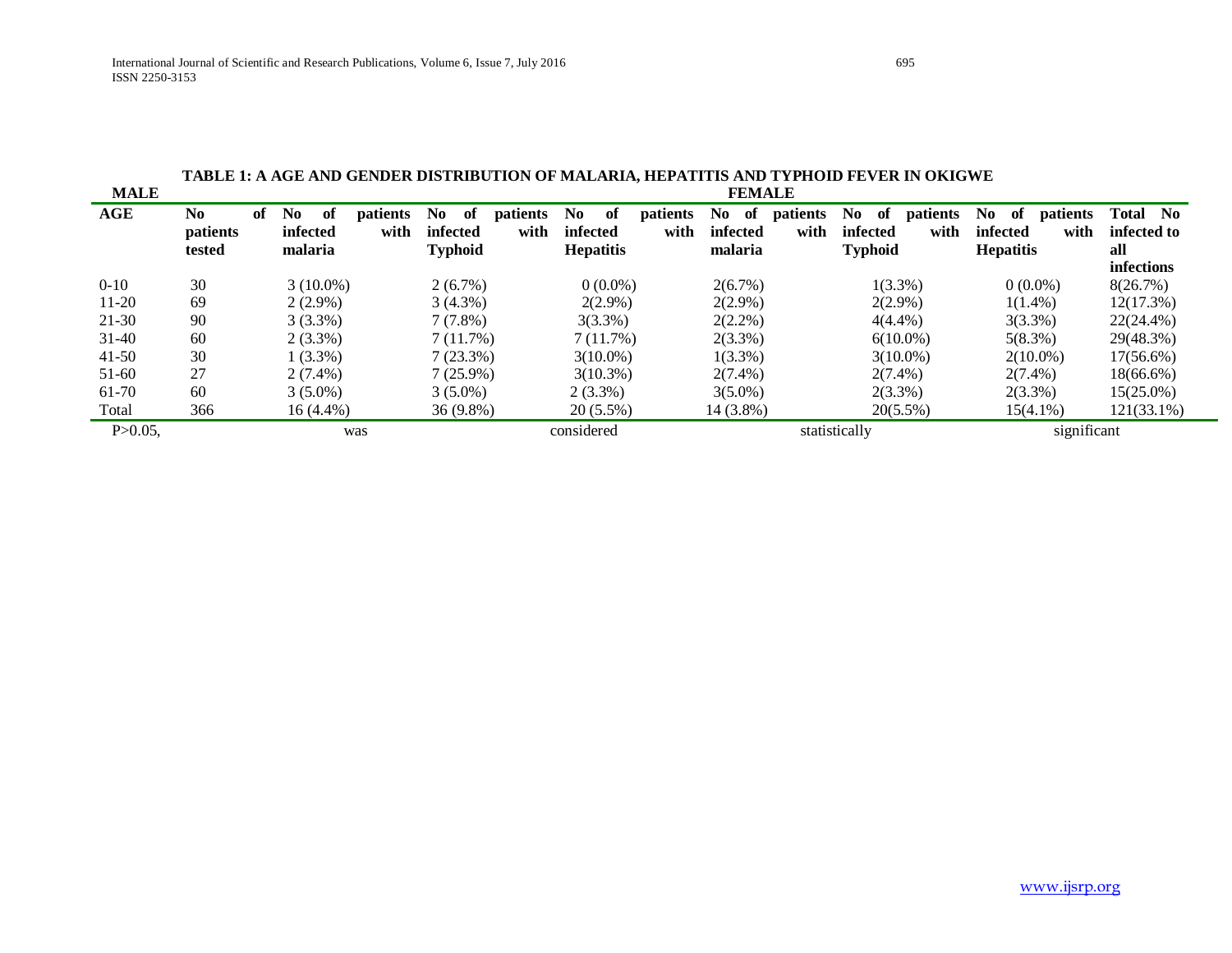**TABLE 1: A AGE AND GENDER DISTRIBUTION OF MALARIA, HEPATITIS AND TYPHOID FEVER IN OKIGWE**

| MALE | | | | | FEMALE | | | |
|---|---|---|---|---|---|---|---|---|
| **AGE** | **No of patients tested** | **No of patients infected with malaria** | **No of patients infected with Typhoid** | **No of patients infected with Hepatitis** | **No of patients infected with malaria** | **No of patients infected with Typhoid** | **No of patients infected with Hepatitis** | **Total No infected to all infections** |
| 0-10 | 30 | 3 (10.0%) | 2 (6.7%) | 0 (0.0%) | 2(6.7%) | 1(3.3%) | 0 (0.0%) | 8(26.7%) |
| 11-20 | 69 | 2 (2.9%) | 3 (4.3%) | 2(2.9%) | 2(2.9%) | 2(2.9%) | 1(1.4%) | 12(17.3%) |
| 21-30 | 90 | 3 (3.3%) | 7 (7.8%) | 3(3.3%) | 2(2.2%) | 4(4.4%) | 3(3.3%) | 22(24.4%) |
| 31-40 | 60 | 2 (3.3%) | 7 (11.7%) | 7 (11.7%) | 2(3.3%) | 6(10.0%) | 5(8.3%) | 29(48.3%) |
| 41-50 | 30 | 1 (3.3%) | 7 (23.3%) | 3(10.0%) | 1(3.3%) | 3(10.0%) | 2(10.0%) | 17(56.6%) |
| 51-60 | 27 | 2 (7.4%) | 7 (25.9%) | 3(10.3%) | 2(7.4%) | 2(7.4%) | 2(7.4%) | 18(66.6%) |
| 61-70 | 60 | 3 (5.0%) | 3 (5.0%) | 2 (3.3%) | 3(5.0%) | 2(3.3%) | 2(3.3%) | 15(25.0%) |
| Total | 366 | 16 (4.4%) | 36 (9.8%) | 20 (5.5%) | 14 (3.8%) | 20(5.5%) | 15(4.1%) | 121(33.1%) |

P>0.05, was considered statistically significant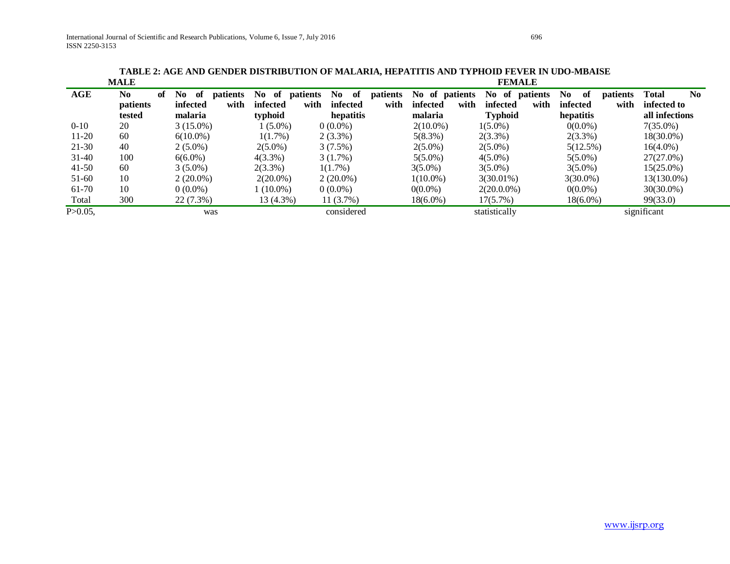**TABLE 2: AGE AND GENDER DISTRIBUTION OF MALARIA, HEPATITIS AND TYPHOID FEVER IN UDO-MBAISE**

| | MALE | | | | FEMALE | | | |
|---|---|---|---|---|---|---|---|---|
| **AGE** | **No of patients tested** | **No of patients infected with malaria** | **No of patients infected with typhoid** | **No of patients infected with hepatitis** | **No of patients infected with malaria** | **No of patients infected with Typhoid** | **No of patients infected with hepatitis** | **Total No infected to all infections** |
| 0-10 | 20 | 3 (15.0%) | 1 (5.0%) | 0 (0.0%) | 2(10.0%) | 1(5.0%) | 0(0.0%) | 7(35.0%) |
| 11-20 | 60 | 6(10.0%) | 1(1.7%) | 2 (3.3%) | 5(8.3%) | 2(3.3%) | 2(3.3%) | 18(30.0%) |
| 21-30 | 40 | 2 (5.0%) | 2(5.0%) | 3 (7.5%) | 2(5.0%) | 2(5.0%) | 5(12.5%) | 16(4.0%) |
| 31-40 | 100 | 6(6.0%) | 4(3.3%) | 3 (1.7%) | 5(5.0%) | 4(5.0%) | 5(5.0%) | 27(27.0%) |
| 41-50 | 60 | 3 (5.0%) | 2(3.3%) | 1(1.7%) | 3(5.0%) | 3(5.0%) | 3(5.0%) | 15(25.0%) |
| 51-60 | 10 | 2 (20.0%) | 2(20.0%) | 2 (20.0%) | 1(10.0%) | 3(30.01%) | 3(30.0%) | 13(130.0%) |
| 61-70 | 10 | 0 (0.0%) | 1 (10.0%) | 0 (0.0%) | 0(0.0%) | 2(20.0.0%) | 0(0.0%) | 30(30.0%) |
| Total | 300 | 22 (7.3%) | 13 (4.3%) | 11 (3.7%) | 18(6.0%) | 17(5.7%) | 18(6.0%) | 99(33.0) |

P>0.05, was considered statistically significant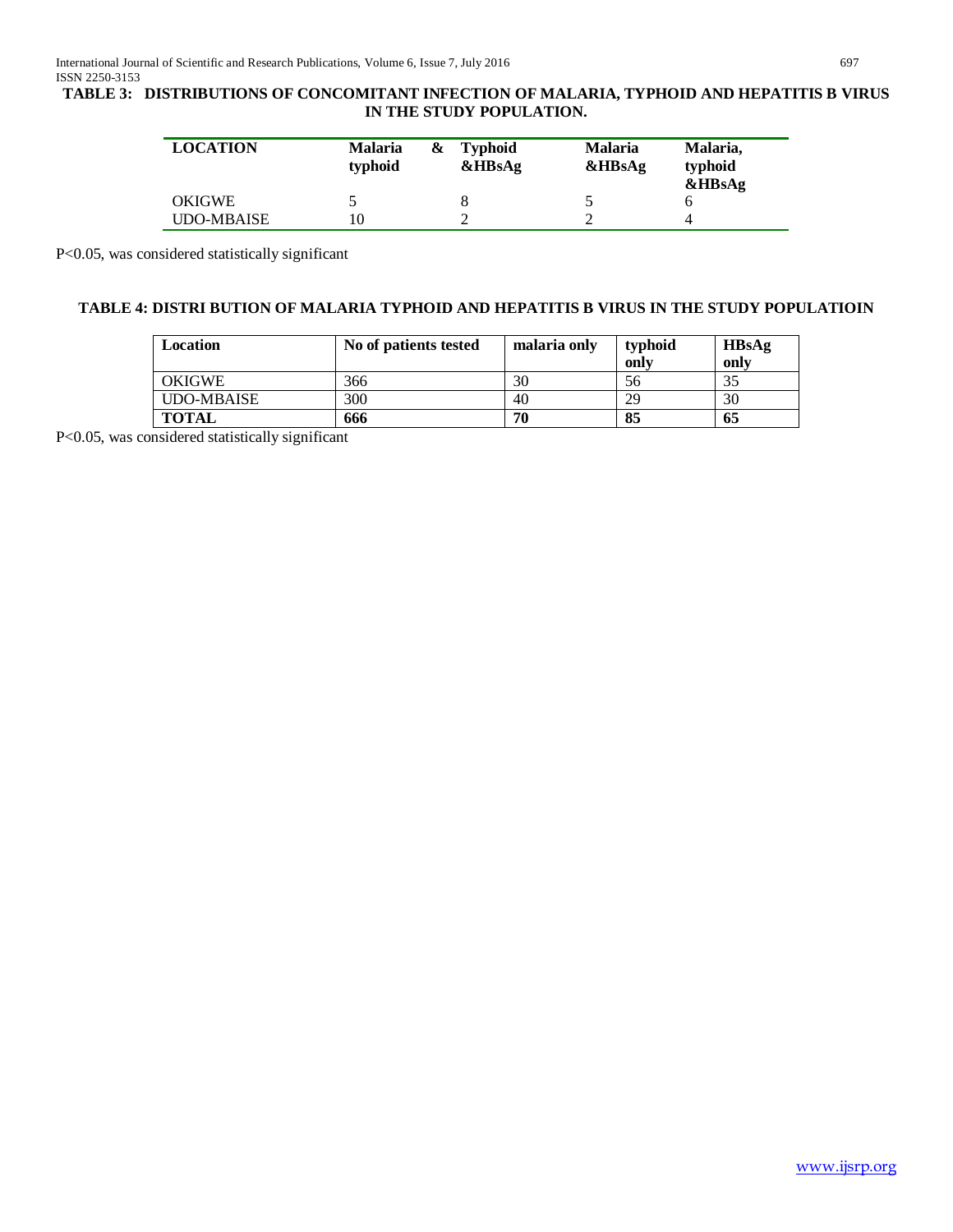**TABLE 3: DISTRIBUTIONS OF CONCOMITANT INFECTION OF MALARIA, TYPHOID AND HEPATITIS B VIRUS IN THE STUDY POPULATION.**

| LOCATION | Malaria & typhoid | Typhoid &HBsAg | Malaria &HBsAg | Malaria, typhoid &HBsAg |
|---|---|---|---|---|
| OKIGWE | 5 | 8 | 5 | 6 |
| UDO-MBAISE | 10 | 2 | 2 | 4 |

P<0.05, was considered statistically significant

**TABLE 4: DISTRI BUTION OF MALARIA TYPHOID AND HEPATITIS B VIRUS IN THE STUDY POPULATIOIN**

| Location | No of patients tested | malaria only | typhoid only | HBsAg only |
|---|---|---|---|---|
| OKIGWE | 366 | 30 | 56 | 35 |
| UDO-MBAISE | 300 | 40 | 29 | 30 |
| **TOTAL** | **666** | **70** | **85** | **65** |

P<0.05, was considered statistically significant